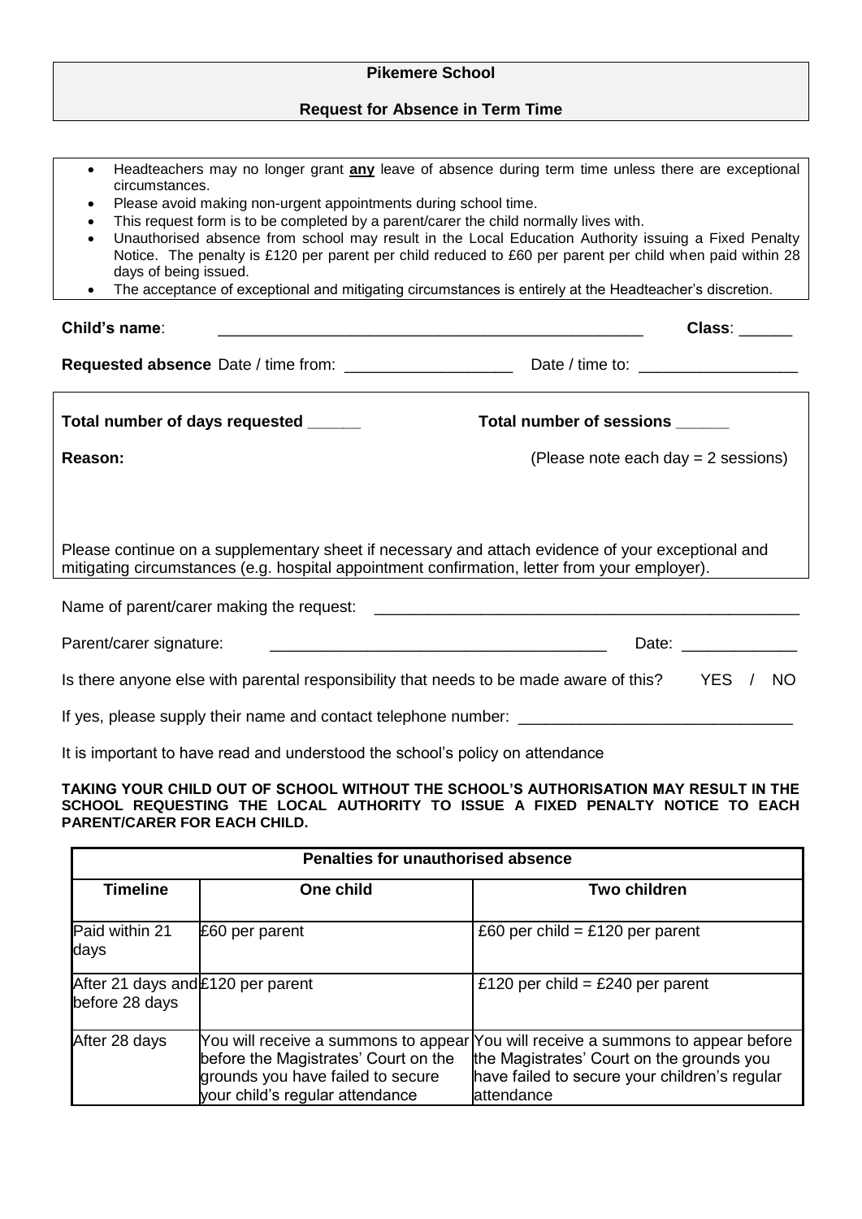# Pikemere School

## Request for Absence in Term Time

- Headteachers may no longer grant **any** leave of absence during term time unless there are exceptional circumstances.
- Please avoid making non-urgent appointments during school time.
- This request form is to be completed by a parent/carer the child normally lives with.
- Unauthorised absence from school may result in the Local Education Authority issuing a Fixed Penalty Notice. The penalty is £120 per parent per child reduced to £60 per parent per child when paid within 28 days of being issued.
- The acceptance of exceptional and mitigating circumstances is entirely at the Headteacher's discretion.

**Child's name**: ________________________________________________ **Class**: ______

**Requested absence** Date / time from: __________________ Date / time to: _________________

**Total number of days requested ______** **Total number of sessions ______**

**Reason:** (Please note each day = 2 sessions)

Please continue on a supplementary sheet if necessary and attach evidence of your exceptional and mitigating circumstances (e.g. hospital appointment confirmation, letter from your employer).

Name of parent/carer making the request: ________________________________________________

Parent/carer signature: ______________________________________ Date: _____________

Is there anyone else with parental responsibility that needs to be made aware of this? YES / NO

If yes, please supply their name and contact telephone number: ______________________________

It is important to have read and understood the school's policy on attendance

**TAKING YOUR CHILD OUT OF SCHOOL WITHOUT THE SCHOOL'S AUTHORISATION MAY RESULT IN THE SCHOOL REQUESTING THE LOCAL AUTHORITY TO ISSUE A FIXED PENALTY NOTICE TO EACH PARENT/CARER FOR EACH CHILD.**

| **Penalties for unauthorised absence** | | |
|---|---|---|
| **Timeline** | **One child** | **Two children** |
| Paid within 21 days | £60 per parent | £60 per child = £120 per parent |
| After 21 days and before 28 days | £120 per parent | £120 per child = £240 per parent |
| After 28 days | You will receive a summons to appear before the Magistrates' Court on the grounds you have failed to secure your child's regular attendance | You will receive a summons to appear before the Magistrates' Court on the grounds you have failed to secure your children's regular attendance |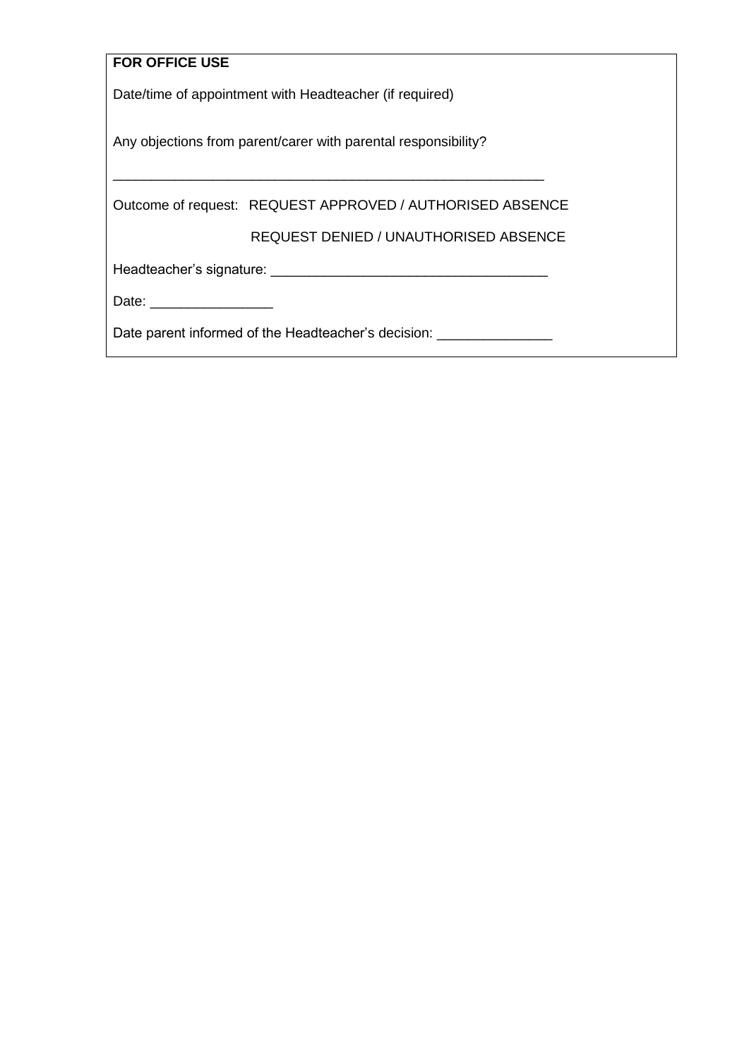**FOR OFFICE USE**

Date/time of appointment with Headteacher (if required)

Any objections from parent/carer with parental responsibility?

___________________________________________________________

Outcome of request: REQUEST APPROVED / AUTHORISED ABSENCE

REQUEST DENIED / UNAUTHORISED ABSENCE

Headteacher's signature: ____________________________________

Date: ________________

Date parent informed of the Headteacher's decision: _______________